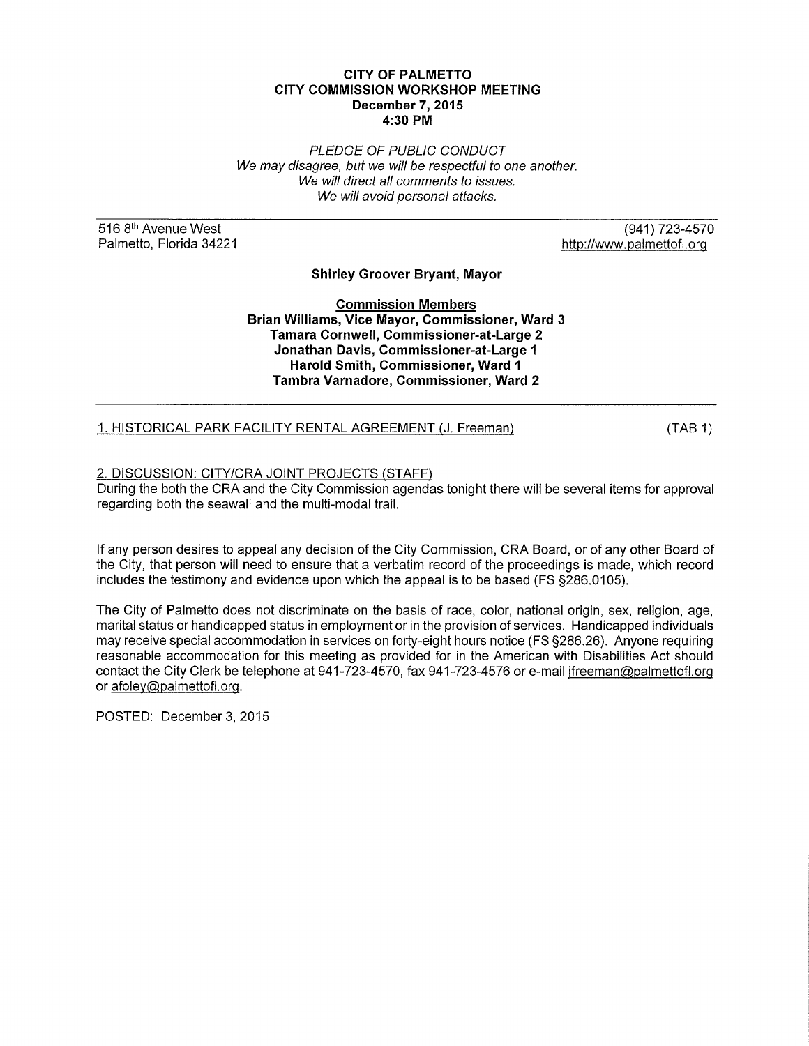**CITY OF PALMETTO**
**CITY COMMISSION WORKSHOP MEETING**
**December 7, 2015**
**4:30 PM**

*PLEDGE OF PUBLIC CONDUCT*
*We may disagree, but we will be respectful to one another.*
*We will direct all comments to issues.*
*We will avoid personal attacks.*

516 8th Avenue West
Palmetto, Florida 34221

(941) 723-4570
http://www.palmettofl.org

**Shirley Groover Bryant, Mayor**

**Commission Members**
**Brian Williams, Vice Mayor, Commissioner, Ward 3**
**Tamara Cornwell, Commissioner-at-Large 2**
**Jonathan Davis, Commissioner-at-Large 1**
**Harold Smith, Commissioner, Ward 1**
**Tambra Varnadore, Commissioner, Ward 2**

1. HISTORICAL PARK FACILITY RENTAL AGREEMENT (J. Freeman) (TAB 1)

2. DISCUSSION: CITY/CRA JOINT PROJECTS (STAFF)

During the both the CRA and the City Commission agendas tonight there will be several items for approval regarding both the seawall and the multi-modal trail.

If any person desires to appeal any decision of the City Commission, CRA Board, or of any other Board of the City, that person will need to ensure that a verbatim record of the proceedings is made, which record includes the testimony and evidence upon which the appeal is to be based (FS §286.0105).

The City of Palmetto does not discriminate on the basis of race, color, national origin, sex, religion, age, marital status or handicapped status in employment or in the provision of services. Handicapped individuals may receive special accommodation in services on forty-eight hours notice (FS §286.26). Anyone requiring reasonable accommodation for this meeting as provided for in the American with Disabilities Act should contact the City Clerk be telephone at 941-723-4570, fax 941-723-4576 or e-mail jfreeman@palmettofl.org or afoley@palmettofl.org.

POSTED: December 3, 2015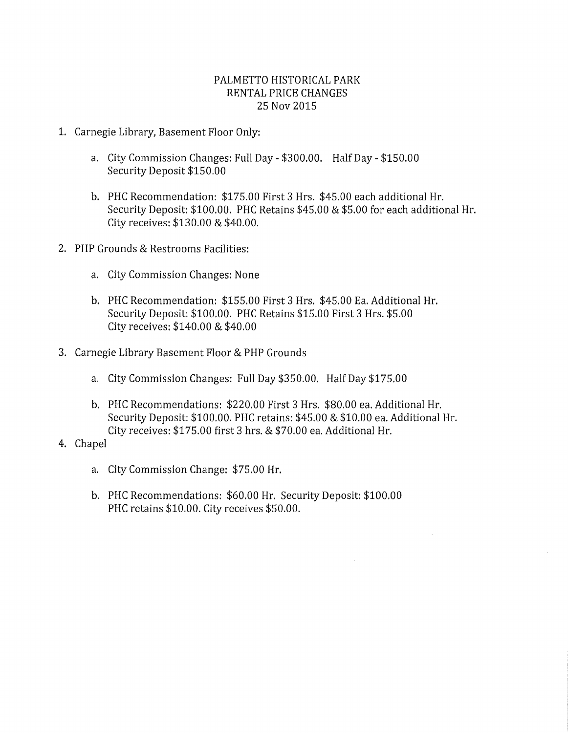# PALMETTO HISTORICAL PARK
## RENTAL PRICE CHANGES
### 25 Nov 2015

1. Carnegie Library, Basement Floor Only:

    a. City Commission Changes: Full Day - $300.00. Half Day - $150.00
    Security Deposit $150.00

    b. PHC Recommendation: $175.00 First 3 Hrs. $45.00 each additional Hr.
    Security Deposit: $100.00. PHC Retains $45.00 & $5.00 for each additional Hr.
    City receives: $130.00 & $40.00.

2. PHP Grounds & Restrooms Facilities:

    a. City Commission Changes: None

    b. PHC Recommendation: $155.00 First 3 Hrs. $45.00 Ea. Additional Hr.
    Security Deposit: $100.00. PHC Retains $15.00 First 3 Hrs. $5.00
    City receives: $140.00 & $40.00

3. Carnegie Library Basement Floor & PHP Grounds

    a. City Commission Changes: Full Day $350.00. Half Day $175.00

    b. PHC Recommendations: $220.00 First 3 Hrs. $80.00 ea. Additional Hr.
    Security Deposit: $100.00. PHC retains: $45.00 & $10.00 ea. Additional Hr.
    City receives: $175.00 first 3 hrs. & $70.00 ea. Additional Hr.

4. Chapel

    a. City Commission Change: $75.00 Hr.

    b. PHC Recommendations: $60.00 Hr. Security Deposit: $100.00
    PHC retains $10.00. City receives $50.00.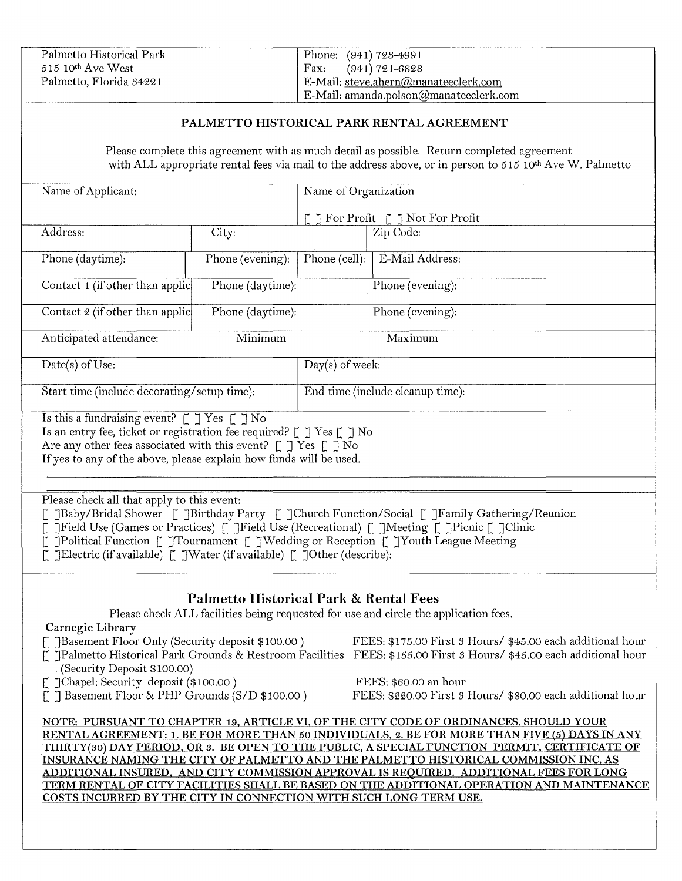| Palmetto Historical Park<br>515 10th Ave West<br>Palmetto, Florida 34221 | Phone: (941) 723-4991<br>Fax: (941) 721-6828<br>E-Mail: steve.ahern@manateeclerk.com<br>E-Mail: amanda.polson@manateeclerk.com |
|---|---|

## PALMETTO HISTORICAL PARK RENTAL AGREEMENT

Please complete this agreement with as much detail as possible. Return completed agreement with ALL appropriate rental fees via mail to the address above, or in person to 515 10th Ave W. Palmetto

| Name of Applicant: | | Name of Organization<br>[ ] For Profit [ ] Not For Profit | |
|---|---|---|---|
| Address: | City: | | Zip Code: |
| Phone (daytime): | Phone (evening): | Phone (cell): | E-Mail Address: |
| Contact 1 (if other than applic | Phone (daytime): | | Phone (evening): |
| Contact 2 (if other than applic | Phone (daytime): | | Phone (evening): |
| Anticipated attendance: | Minimum | | Maximum |
| Date(s) of Use: | | Day(s) of week: | |
| Start time (include decorating/setup time): | | End time (include cleanup time): | |

Is this a fundraising event? [ ] Yes [ ] No
Is an entry fee, ticket or registration fee required? [ ] Yes [ ] No
Are any other fees associated with this event? [ ] Yes [ ] No
If yes to any of the above, please explain how funds will be used.

Please check all that apply to this event:
[ ]Baby/Bridal Shower [ ]Birthday Party [ ]Church Function/Social [ ]Family Gathering/Reunion
[ ]Field Use (Games or Practices) [ ]Field Use (Recreational) [ ]Meeting [ ]Picnic [ ]Clinic
[ ]Political Function [ ]Tournament [ ]Wedding or Reception [ ]Youth League Meeting
[ ]Electric (if available) [ ]Water (if available) [ ]Other (describe):

## Palmetto Historical Park & Rental Fees

Please check ALL facilities being requested for use and circle the application fees.

**Carnegie Library**

[ ]Basement Floor Only (Security deposit $100.00) — FEES: $175.00 First 3 Hours/ $45.00 each additional hour
[ ]Palmetto Historical Park Grounds & Restroom Facilities (Security Deposit $100.00) — FEES: $155.00 First 3 Hours/ $45.00 each additional hour
[ ]Chapel: Security deposit ($100.00) — FEES: $60.00 an hour
[ ] Basement Floor & PHP Grounds (S/D $100.00) — FEES: $220.00 First 3 Hours/ $80.00 each additional hour

**NOTE: PURSUANT TO CHAPTER 19, ARTICLE VI, OF THE CITY CODE OF ORDINANCES, SHOULD YOUR RENTAL AGREEMENT: 1. BE FOR MORE THAN 50 INDIVIDUALS, 2. BE FOR MORE THAN FIVE (5) DAYS IN ANY THIRTY(30) DAY PERIOD, OR 3. BE OPEN TO THE PUBLIC, A SPECIAL FUNCTION PERMIT, CERTIFICATE OF INSURANCE NAMING THE CITY OF PALMETTO AND THE PALMETTO HISTORICAL COMMISSION INC. AS ADDITIONAL INSURED, AND CITY COMMISSION APPROVAL IS REQUIRED. ADDITIONAL FEES FOR LONG TERM RENTAL OF CITY FACILITIES SHALL BE BASED ON THE ADDITIONAL OPERATION AND MAINTENANCE COSTS INCURRED BY THE CITY IN CONNECTION WITH SUCH LONG TERM USE.**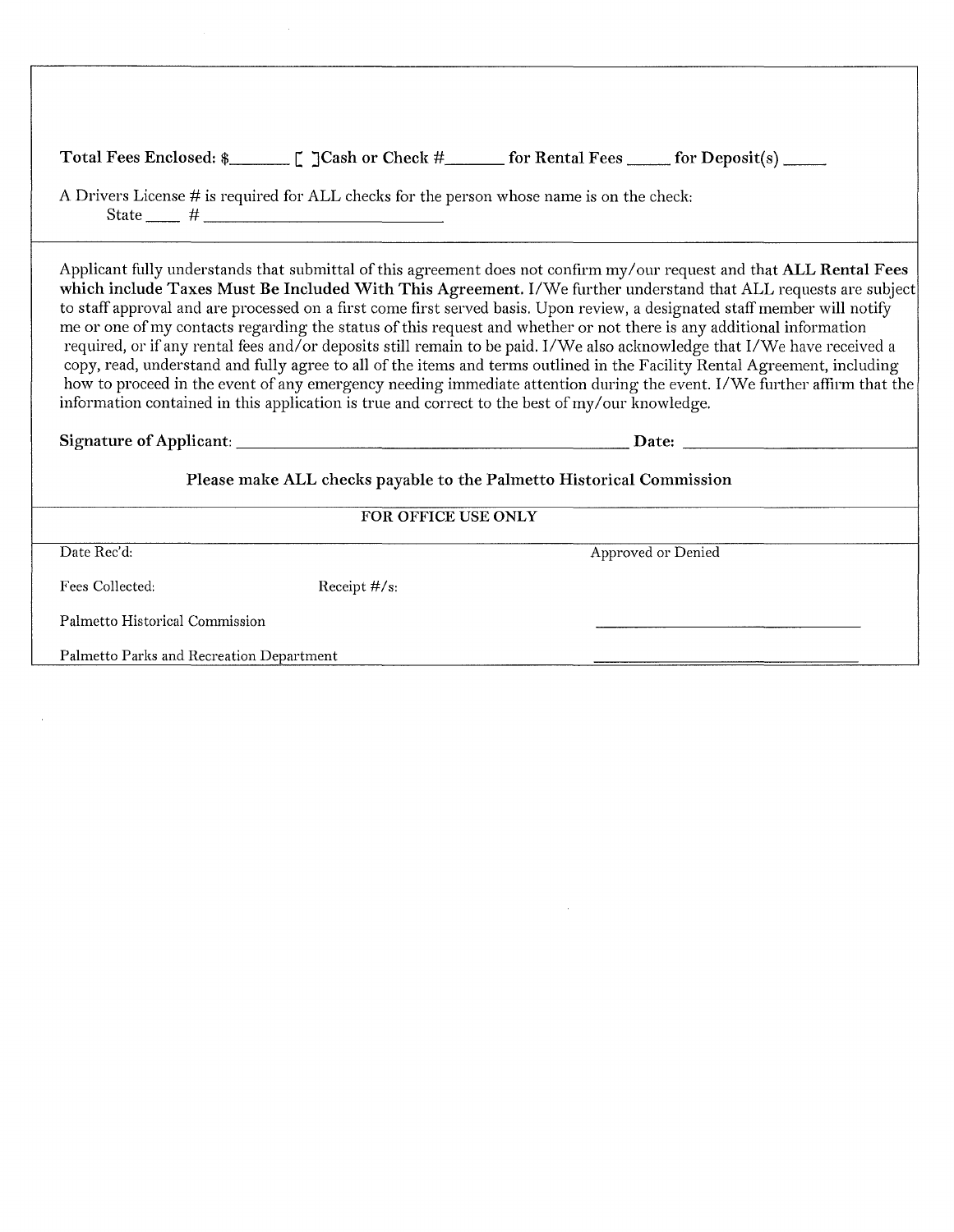**Total Fees Enclosed: $_______ [ ]Cash or Check #_______ for Rental Fees _____ for Deposit(s) _____**

A Drivers License # is required for ALL checks for the person whose name is on the check:
State ____ # ____________________________

Applicant fully understands that submittal of this agreement does not confirm my/our request and that **ALL Rental Fees which include Taxes Must Be Included With This Agreement.** I/We further understand that ALL requests are subject to staff approval and are processed on a first come first served basis. Upon review, a designated staff member will notify me or one of my contacts regarding the status of this request and whether or not there is any additional information required, or if any rental fees and/or deposits still remain to be paid. I/We also acknowledge that I/We have received a copy, read, understand and fully agree to all of the items and terms outlined in the Facility Rental Agreement, including how to proceed in the event of any emergency needing immediate attention during the event. I/We further affirm that the information contained in this application is true and correct to the best of my/our knowledge.

**Signature of Applicant:** _______________________________________________ **Date:** ______________________

**Please make ALL checks payable to the Palmetto Historical Commission**

**FOR OFFICE USE ONLY**

Date Rec'd: Approved or Denied

Fees Collected: Receipt #/s:

Palmetto Historical Commission ______________________________

Palmetto Parks and Recreation Department ______________________________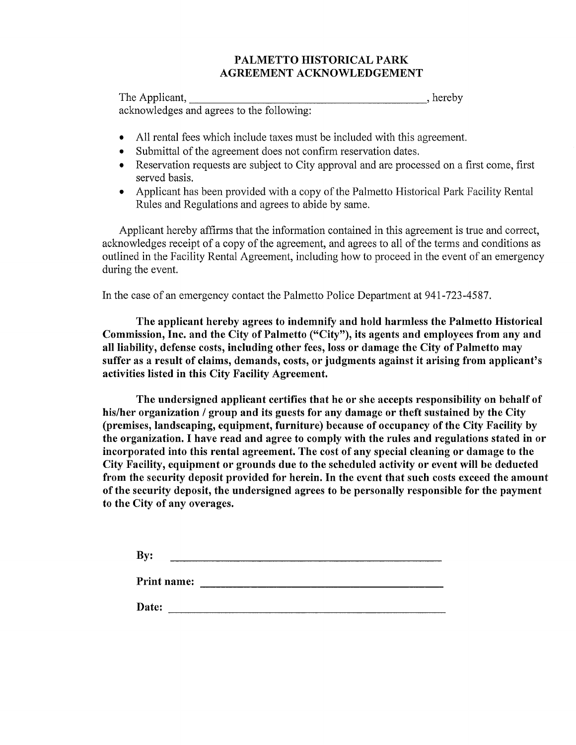# PALMETTO HISTORICAL PARK
# AGREEMENT ACKNOWLEDGEMENT

The Applicant, ____________________________________________, hereby acknowledges and agrees to the following:

- All rental fees which include taxes must be included with this agreement.
- Submittal of the agreement does not confirm reservation dates.
- Reservation requests are subject to City approval and are processed on a first come, first served basis.
- Applicant has been provided with a copy of the Palmetto Historical Park Facility Rental Rules and Regulations and agrees to abide by same.

Applicant hereby affirms that the information contained in this agreement is true and correct, acknowledges receipt of a copy of the agreement, and agrees to all of the terms and conditions as outlined in the Facility Rental Agreement, including how to proceed in the event of an emergency during the event.

In the case of an emergency contact the Palmetto Police Department at 941-723-4587.

**The applicant hereby agrees to indemnify and hold harmless the Palmetto Historical Commission, Inc. and the City of Palmetto ("City"), its agents and employees from any and all liability, defense costs, including other fees, loss or damage the City of Palmetto may suffer as a result of claims, demands, costs, or judgments against it arising from applicant's activities listed in this City Facility Agreement.**

**The undersigned applicant certifies that he or she accepts responsibility on behalf of his/her organization / group and its guests for any damage or theft sustained by the City (premises, landscaping, equipment, furniture) because of occupancy of the City Facility by the organization. I have read and agree to comply with the rules and regulations stated in or incorporated into this rental agreement. The cost of any special cleaning or damage to the City Facility, equipment or grounds due to the scheduled activity or event will be deducted from the security deposit provided for herein. In the event that such costs exceed the amount of the security deposit, the undersigned agrees to be personally responsible for the payment to the City of any overages.**

**By:** ____________________________________________

**Print name:** ____________________________________________

**Date:** ____________________________________________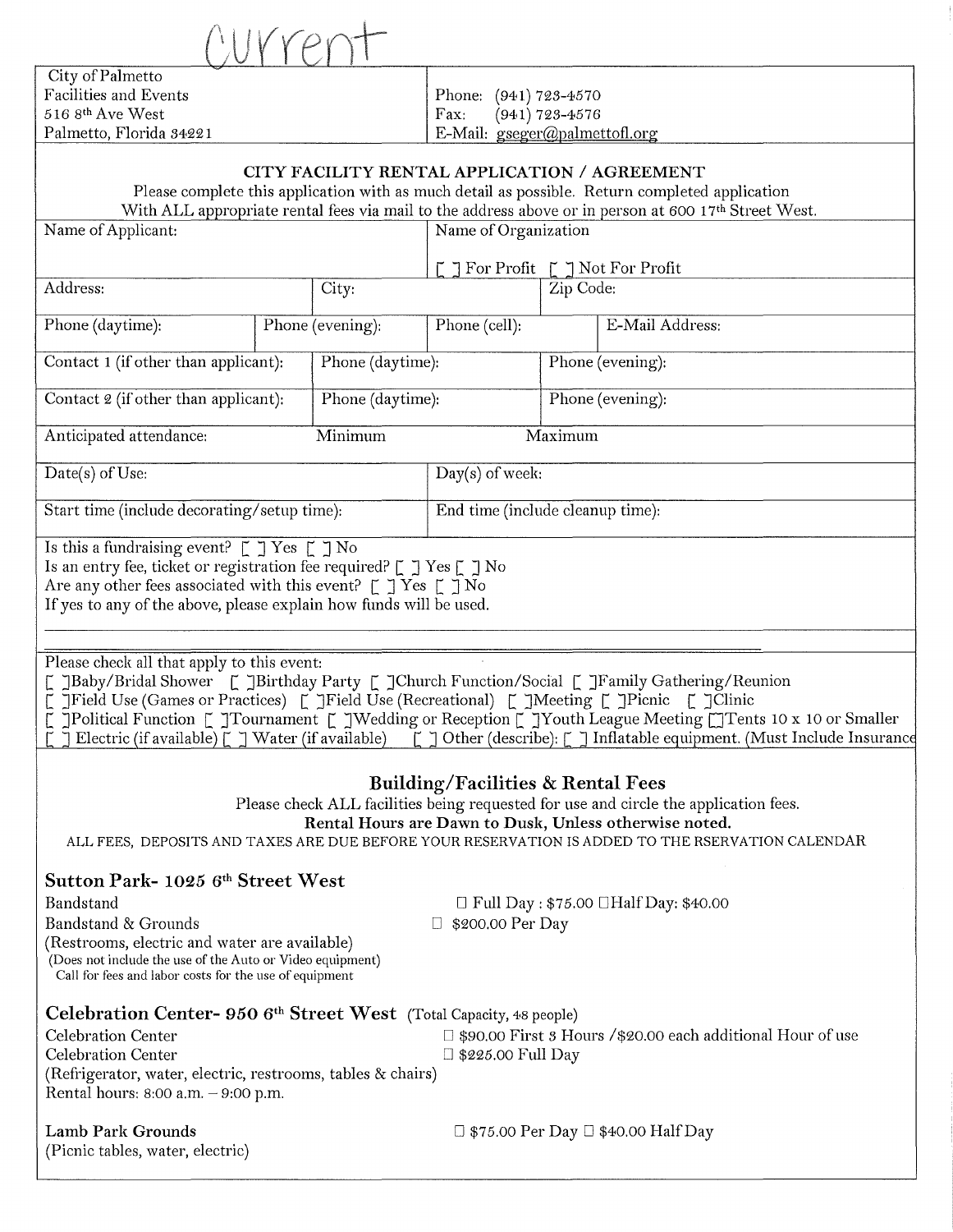Current

| City of Palmetto<br>Facilities and Events<br>516 8th Ave West<br>Palmetto, Florida 34221 | Phone: (941) 723-4570<br>Fax: (941) 723-4576<br>E-Mail: gseger@palmettofl.org |
|---|---|

## CITY FACILITY RENTAL APPLICATION / AGREEMENT

Please complete this application with as much detail as possible. Return completed application With ALL appropriate rental fees via mail to the address above or in person at 600 17th Street West.

| Name of Applicant: | | Name of Organization<br><br>[ ] For Profit [ ] Not For Profit | |
|---|---|---|---|
| Address: | City: | | Zip Code: |
| Phone (daytime): | Phone (evening): | Phone (cell): | E-Mail Address: |
| Contact 1 (if other than applicant): | Phone (daytime): | | Phone (evening): |
| Contact 2 (if other than applicant): | Phone (daytime): | | Phone (evening): |
| Anticipated attendance: | Minimum | | Maximum |
| Date(s) of Use: | | Day(s) of week: | |
| Start time (include decorating/setup time): | | End time (include cleanup time): | |

Is this a fundraising event? [ ] Yes [ ] No
Is an entry fee, ticket or registration fee required? [ ] Yes [ ] No
Are any other fees associated with this event? [ ] Yes [ ] No
If yes to any of the above, please explain how funds will be used.

Please check all that apply to this event:
[ ]Baby/Bridal Shower [ ]Birthday Party [ ]Church Function/Social [ ]Family Gathering/Reunion
[ ]Field Use (Games or Practices) [ ]Field Use (Recreational) [ ]Meeting [ ]Picnic [ ]Clinic
[ ]Political Function [ ]Tournament [ ]Wedding or Reception [ ]Youth League Meeting [ ]Tents 10 x 10 or Smaller
[ ] Electric (if available) [ ] Water (if available) [ ] Other (describe): [ ] Inflatable equipment. (Must Include Insurance

## Building/Facilities & Rental Fees

Please check ALL facilities being requested for use and circle the application fees.

**Rental Hours are Dawn to Dusk, Unless otherwise noted.**

ALL FEES, DEPOSITS AND TAXES ARE DUE BEFORE YOUR RESERVATION IS ADDED TO THE RSERVATION CALENDAR

### Sutton Park- 1025 6th Street West

Bandstand — ☐ Full Day : $75.00 ☐Half Day: $40.00
Bandstand & Grounds — ☐ $200.00 Per Day
(Restrooms, electric and water are available)
(Does not include the use of the Auto or Video equipment)
Call for fees and labor costs for the use of equipment

### Celebration Center- 950 6th Street West (Total Capacity, 48 people)

Celebration Center — ☐ $90.00 First 3 Hours /$20.00 each additional Hour of use
Celebration Center — ☐ $225.00 Full Day
(Refrigerator, water, electric, restrooms, tables & chairs)
Rental hours: 8:00 a.m. – 9:00 p.m.

**Lamb Park Grounds** — ☐ $75.00 Per Day ☐ $40.00 Half Day
(Picnic tables, water, electric)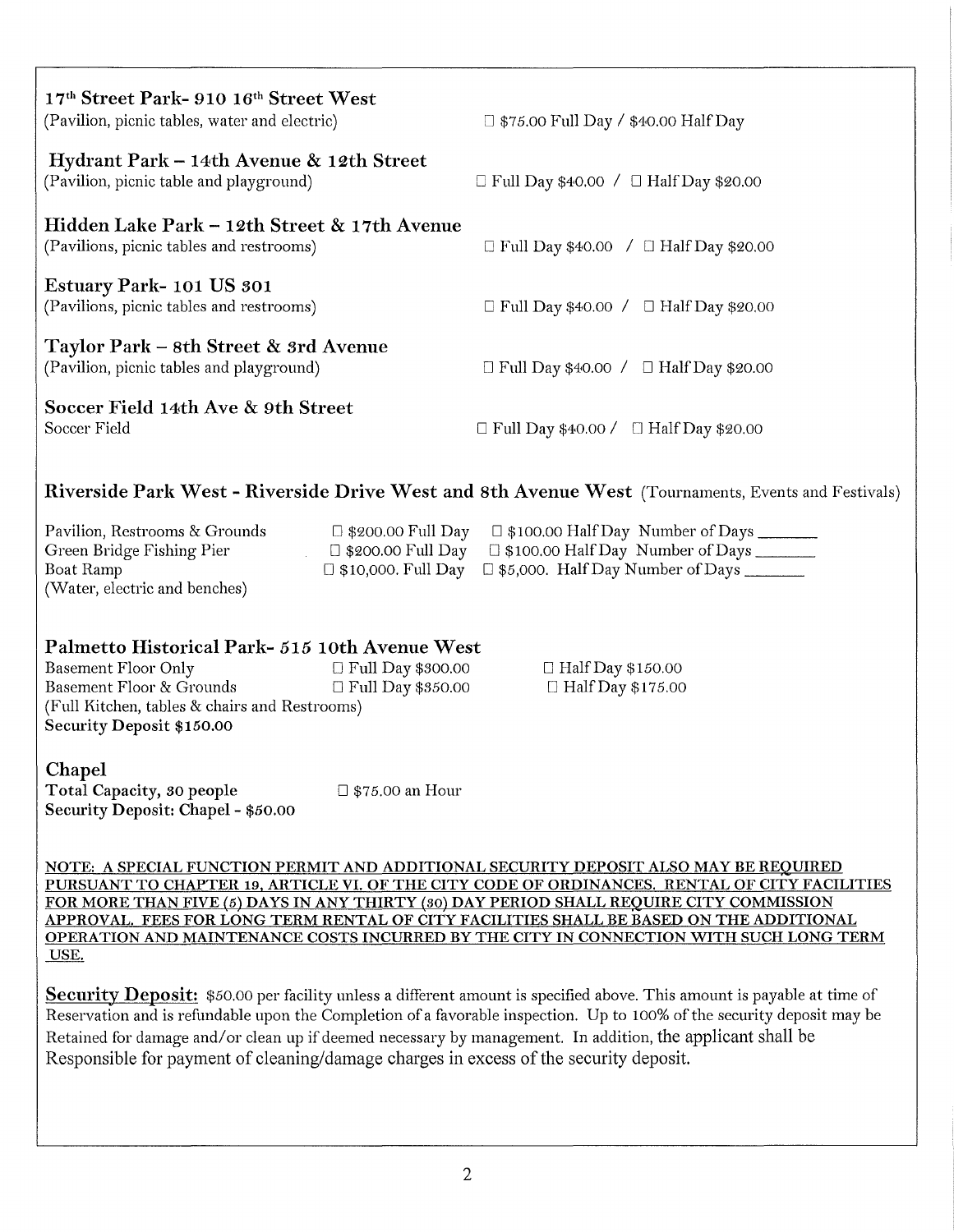**17[th] Street Park- 910 16[th] Street West**
(Pavilion, picnic tables, water and electric) ☐ $75.00 Full Day / $40.00 Half Day

**Hydrant Park – 14th Avenue & 12th Street**
(Pavilion, picnic table and playground) ☐ Full Day $40.00 / ☐ Half Day $20.00

**Hidden Lake Park – 12th Street & 17th Avenue**
(Pavilions, picnic tables and restrooms) ☐ Full Day $40.00 / ☐ Half Day $20.00

**Estuary Park- 101 US 301**
(Pavilions, picnic tables and restrooms) ☐ Full Day $40.00 / ☐ Half Day $20.00

**Taylor Park – 8th Street & 3rd Avenue**
(Pavilion, picnic tables and playground) ☐ Full Day $40.00 / ☐ Half Day $20.00

**Soccer Field 14th Ave & 9th Street**
Soccer Field ☐ Full Day $40.00 / ☐ Half Day $20.00

**Riverside Park West - Riverside Drive West and 8th Avenue West** (Tournaments, Events and Festivals)

Pavilion, Restrooms & Grounds ☐ $200.00 Full Day ☐ $100.00 Half Day Number of Days _______
Green Bridge Fishing Pier ☐ $200.00 Full Day ☐ $100.00 Half Day Number of Days _______
Boat Ramp ☐ $10,000. Full Day ☐ $5,000. Half Day Number of Days _______
(Water, electric and benches)

**Palmetto Historical Park- 515 10th Avenue West**
Basement Floor Only ☐ Full Day $300.00 ☐ Half Day $150.00
Basement Floor & Grounds ☐ Full Day $350.00 ☐ Half Day $175.00
(Full Kitchen, tables & chairs and Restrooms)
**Security Deposit $150.00**

**Chapel**
**Total Capacity, 30 people** ☐ $75.00 an Hour
**Security Deposit: Chapel - $50.00**

**NOTE: A SPECIAL FUNCTION PERMIT AND ADDITIONAL SECURITY DEPOSIT ALSO MAY BE REQUIRED PURSUANT TO CHAPTER 19, ARTICLE VI. OF THE CITY CODE OF ORDINANCES. RENTAL OF CITY FACILITIES FOR MORE THAN FIVE (5) DAYS IN ANY THIRTY (30) DAY PERIOD SHALL REQUIRE CITY COMMISSION APPROVAL. FEES FOR LONG TERM RENTAL OF CITY FACILITIES SHALL BE BASED ON THE ADDITIONAL OPERATION AND MAINTENANCE COSTS INCURRED BY THE CITY IN CONNECTION WITH SUCH LONG TERM USE.**

**Security Deposit:** $50.00 per facility unless a different amount is specified above. This amount is payable at time of Reservation and is refundable upon the Completion of a favorable inspection. Up to 100% of the security deposit may be Retained for damage and/or clean up if deemed necessary by management. In addition, the applicant shall be Responsible for payment of cleaning/damage charges in excess of the security deposit.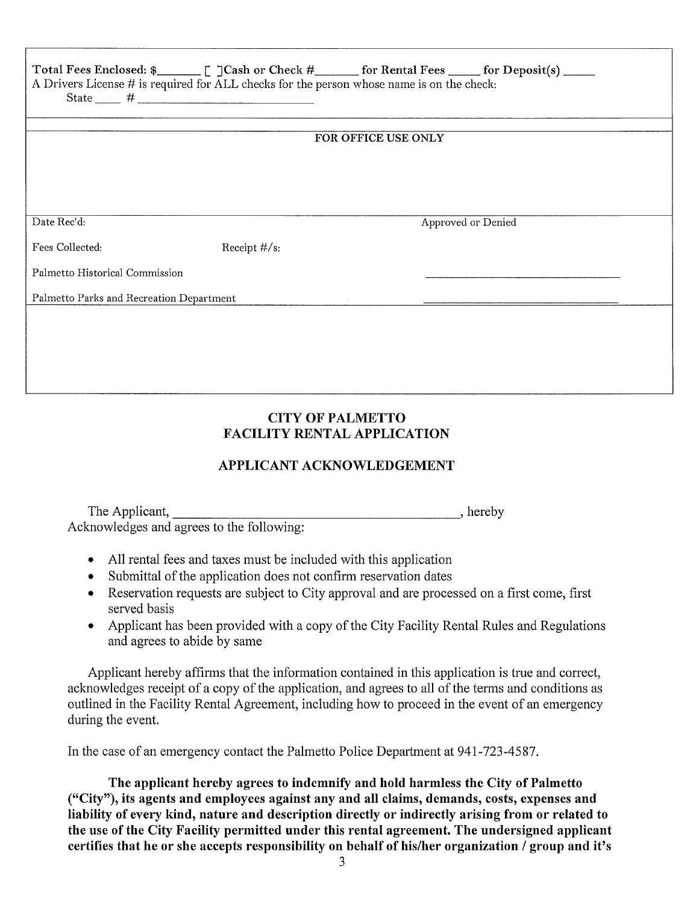**Total Fees Enclosed: $\_\_\_\_\_\_\_ [ ]Cash or Check #\_\_\_\_\_\_\_ for Rental Fees \_\_\_\_\_ for Deposit(s) \_\_\_\_\_**
A Drivers License # is required for ALL checks for the person whose name is on the check:
State \_\_\_\_ # \_\_\_\_\_\_\_\_\_\_\_\_\_\_\_\_\_\_\_\_\_\_\_\_\_\_\_\_

**FOR OFFICE USE ONLY**

| | | |
|---|---|---|
| Date Rec'd: | | Approved or Denied |
| Fees Collected: | Receipt #/s: | |
| Palmetto Historical Commission | | \_\_\_\_\_\_\_\_\_\_\_\_\_\_\_\_\_\_\_\_\_\_\_\_\_\_\_\_ |
| Palmetto Parks and Recreation Department | | \_\_\_\_\_\_\_\_\_\_\_\_\_\_\_\_\_\_\_\_\_\_\_\_\_\_\_\_ |

## CITY OF PALMETTO
## FACILITY RENTAL APPLICATION

## APPLICANT ACKNOWLEDGEMENT

The Applicant, \_\_\_\_\_\_\_\_\_\_\_\_\_\_\_\_\_\_\_\_\_\_\_\_\_\_\_\_\_\_\_\_\_\_\_\_\_\_\_\_\_\_\_\_, hereby Acknowledges and agrees to the following:

- All rental fees and taxes must be included with this application
- Submittal of the application does not confirm reservation dates
- Reservation requests are subject to City approval and are processed on a first come, first served basis
- Applicant has been provided with a copy of the City Facility Rental Rules and Regulations and agrees to abide by same

Applicant hereby affirms that the information contained in this application is true and correct, acknowledges receipt of a copy of the application, and agrees to all of the terms and conditions as outlined in the Facility Rental Agreement, including how to proceed in the event of an emergency during the event.

In the case of an emergency contact the Palmetto Police Department at 941-723-4587.

**The applicant hereby agrees to indemnify and hold harmless the City of Palmetto ("City"), its agents and employees against any and all claims, demands, costs, expenses and liability of every kind, nature and description directly or indirectly arising from or related to the use of the City Facility permitted under this rental agreement. The undersigned applicant certifies that he or she accepts responsibility on behalf of his/her organization / group and it's**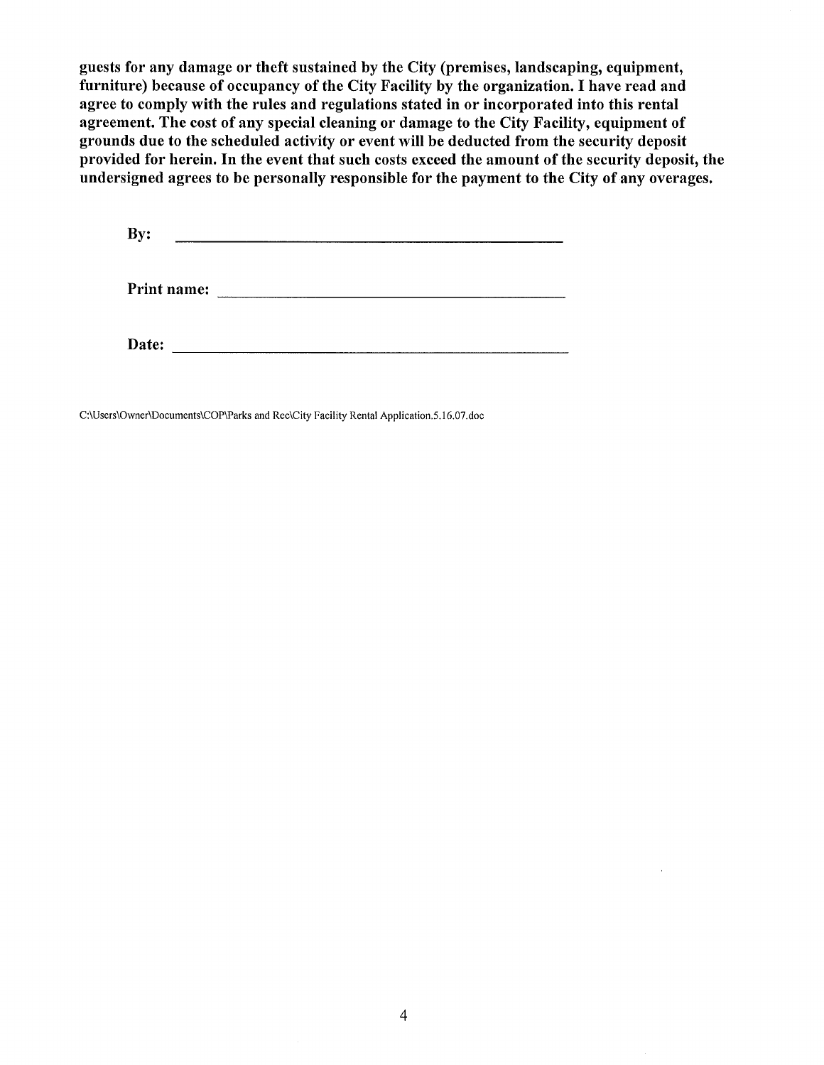**guests for any damage or theft sustained by the City (premises, landscaping, equipment, furniture) because of occupancy of the City Facility by the organization. I have read and agree to comply with the rules and regulations stated in or incorporated into this rental agreement. The cost of any special cleaning or damage to the City Facility, equipment of grounds due to the scheduled activity or event will be deducted from the security deposit provided for herein. In the event that such costs exceed the amount of the security deposit, the undersigned agrees to be personally responsible for the payment to the City of any overages.**

**By:** ______________________________________________

**Print name:** _______________________________________

**Date:** ____________________________________________

C:\Users\Owner\Documents\COP\Parks and Rec\City Facility Rental Application.5.16.07.doc